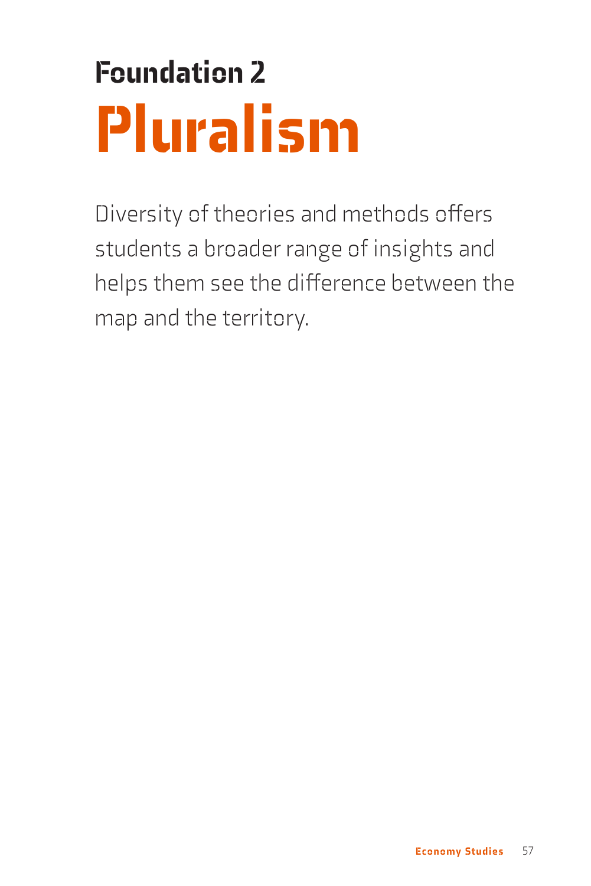# Foundation 2
# Pluralism

Diversity of theories and methods offers students a broader range of insights and helps them see the difference between the map and the territory.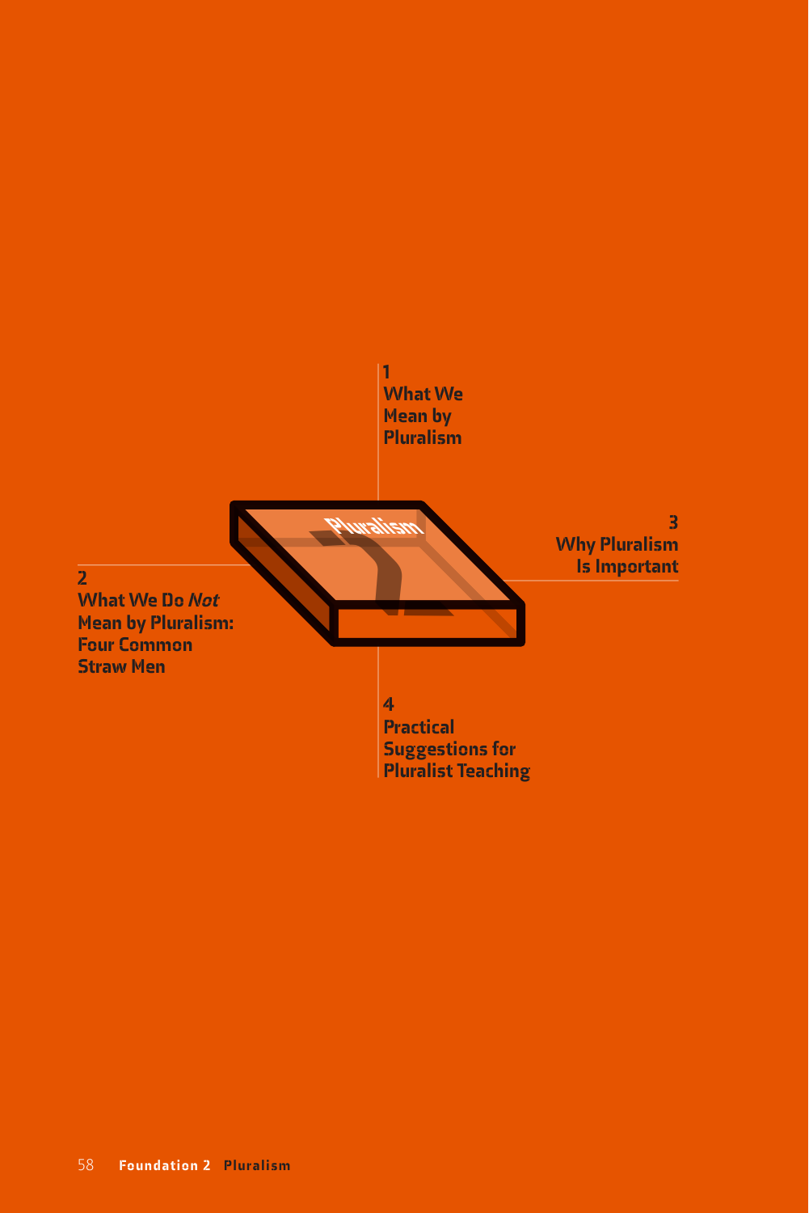1
What We Mean by Pluralism

2
What We Do *Not* Mean by Pluralism: Four Common Straw Men

3
Why Pluralism Is Important

4
Practical Suggestions for Pluralist Teaching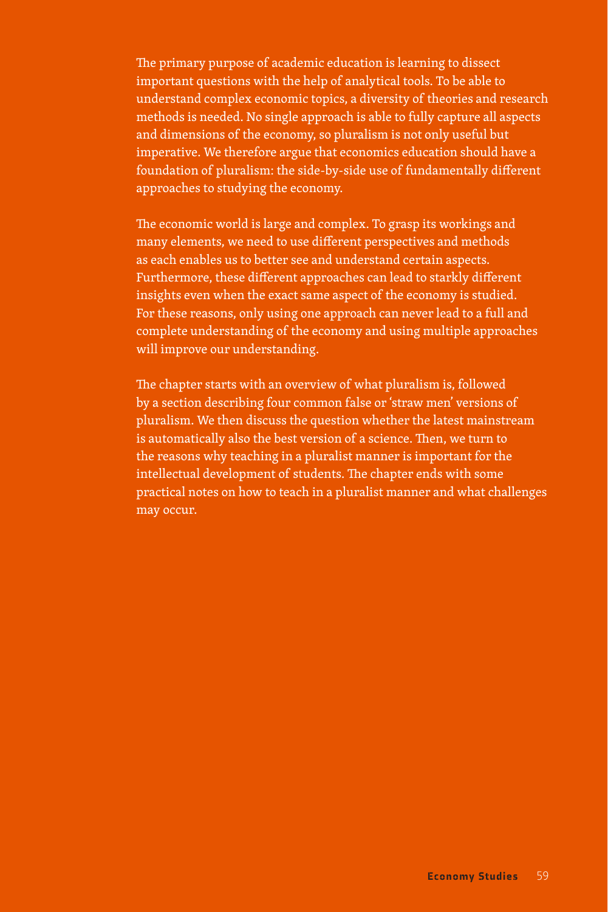The primary purpose of academic education is learning to dissect important questions with the help of analytical tools. To be able to understand complex economic topics, a diversity of theories and research methods is needed. No single approach is able to fully capture all aspects and dimensions of the economy, so pluralism is not only useful but imperative. We therefore argue that economics education should have a foundation of pluralism: the side-by-side use of fundamentally different approaches to studying the economy.

The economic world is large and complex. To grasp its workings and many elements, we need to use different perspectives and methods as each enables us to better see and understand certain aspects. Furthermore, these different approaches can lead to starkly different insights even when the exact same aspect of the economy is studied. For these reasons, only using one approach can never lead to a full and complete understanding of the economy and using multiple approaches will improve our understanding.

The chapter starts with an overview of what pluralism is, followed by a section describing four common false or 'straw men' versions of pluralism. We then discuss the question whether the latest mainstream is automatically also the best version of a science. Then, we turn to the reasons why teaching in a pluralist manner is important for the intellectual development of students. The chapter ends with some practical notes on how to teach in a pluralist manner and what challenges may occur.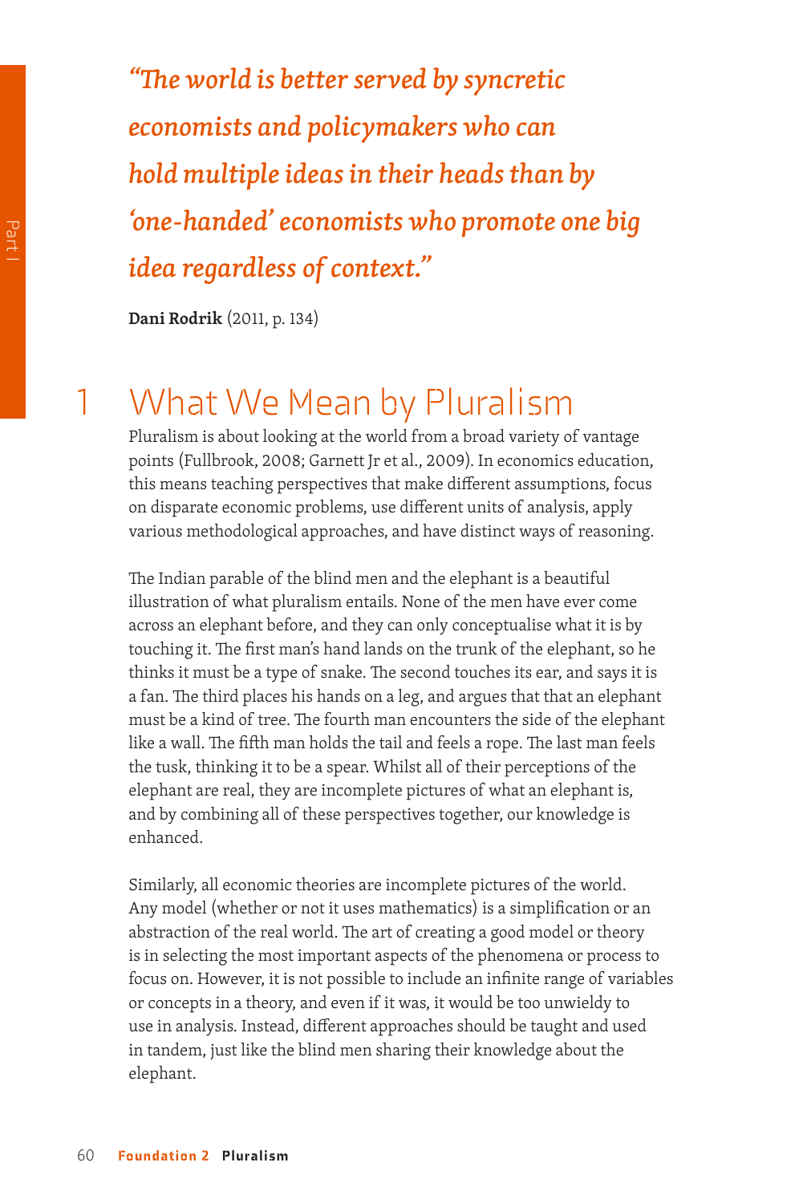*"The world is better served by syncretic economists and policymakers who can hold multiple ideas in their heads than by 'one-handed' economists who promote one big idea regardless of context."*

**Dani Rodrik** (2011, p. 134)

# 1 What We Mean by Pluralism

Pluralism is about looking at the world from a broad variety of vantage points (Fullbrook, 2008; Garnett Jr et al., 2009). In economics education, this means teaching perspectives that make different assumptions, focus on disparate economic problems, use different units of analysis, apply various methodological approaches, and have distinct ways of reasoning.

The Indian parable of the blind men and the elephant is a beautiful illustration of what pluralism entails. None of the men have ever come across an elephant before, and they can only conceptualise what it is by touching it. The first man's hand lands on the trunk of the elephant, so he thinks it must be a type of snake. The second touches its ear, and says it is a fan. The third places his hands on a leg, and argues that that an elephant must be a kind of tree. The fourth man encounters the side of the elephant like a wall. The fifth man holds the tail and feels a rope. The last man feels the tusk, thinking it to be a spear. Whilst all of their perceptions of the elephant are real, they are incomplete pictures of what an elephant is, and by combining all of these perspectives together, our knowledge is enhanced.

Similarly, all economic theories are incomplete pictures of the world. Any model (whether or not it uses mathematics) is a simplification or an abstraction of the real world. The art of creating a good model or theory is in selecting the most important aspects of the phenomena or process to focus on. However, it is not possible to include an infinite range of variables or concepts in a theory, and even if it was, it would be too unwieldy to use in analysis. Instead, different approaches should be taught and used in tandem, just like the blind men sharing their knowledge about the elephant.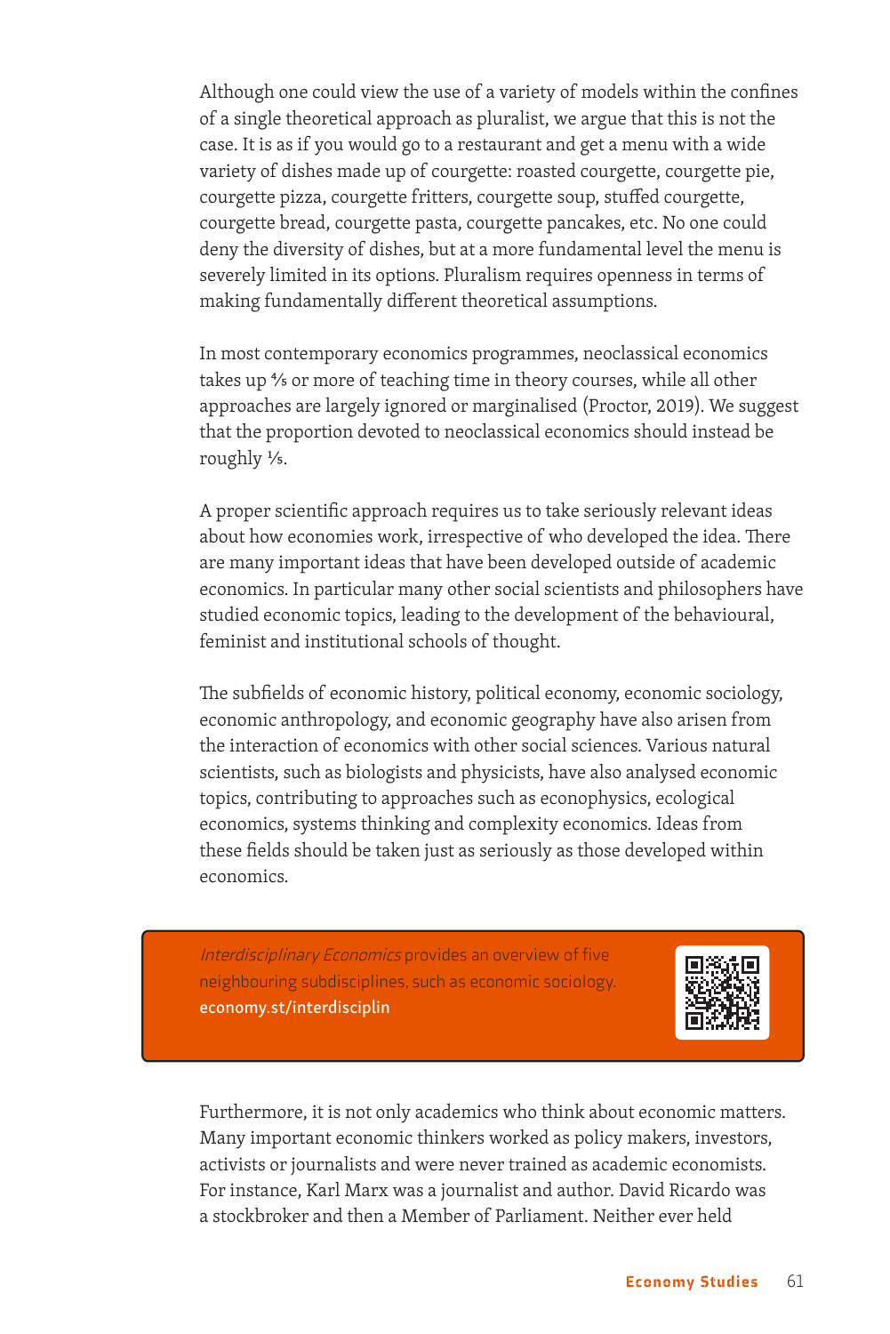Although one could view the use of a variety of models within the confines of a single theoretical approach as pluralist, we argue that this is not the case. It is as if you would go to a restaurant and get a menu with a wide variety of dishes made up of courgette: roasted courgette, courgette pie, courgette pizza, courgette fritters, courgette soup, stuffed courgette, courgette bread, courgette pasta, courgette pancakes, etc. No one could deny the diversity of dishes, but at a more fundamental level the menu is severely limited in its options. Pluralism requires openness in terms of making fundamentally different theoretical assumptions.

In most contemporary economics programmes, neoclassical economics takes up ⅘ or more of teaching time in theory courses, while all other approaches are largely ignored or marginalised (Proctor, 2019). We suggest that the proportion devoted to neoclassical economics should instead be roughly ⅕.

A proper scientific approach requires us to take seriously relevant ideas about how economies work, irrespective of who developed the idea. There are many important ideas that have been developed outside of academic economics. In particular many other social scientists and philosophers have studied economic topics, leading to the development of the behavioural, feminist and institutional schools of thought.

The subfields of economic history, political economy, economic sociology, economic anthropology, and economic geography have also arisen from the interaction of economics with other social sciences. Various natural scientists, such as biologists and physicists, have also analysed economic topics, contributing to approaches such as econophysics, ecological economics, systems thinking and complexity economics. Ideas from these fields should be taken just as seriously as those developed within economics.

> *Interdisciplinary Economics* provides an overview of five neighbouring subdisciplines, such as economic sociology.
> **economy.st/interdisciplin**

Furthermore, it is not only academics who think about economic matters. Many important economic thinkers worked as policy makers, investors, activists or journalists and were never trained as academic economists. For instance, Karl Marx was a journalist and author. David Ricardo was a stockbroker and then a Member of Parliament. Neither ever held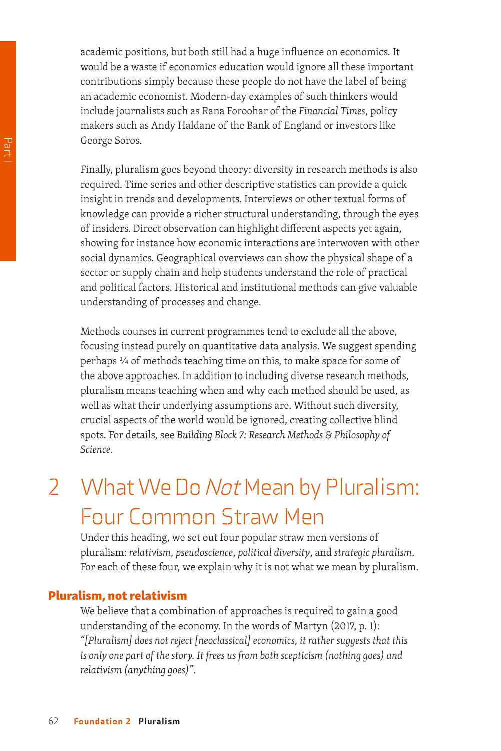academic positions, but both still had a huge influence on economics. It would be a waste if economics education would ignore all these important contributions simply because these people do not have the label of being an academic economist. Modern-day examples of such thinkers would include journalists such as Rana Foroohar of the *Financial Times*, policy makers such as Andy Haldane of the Bank of England or investors like George Soros.

Finally, pluralism goes beyond theory: diversity in research methods is also required. Time series and other descriptive statistics can provide a quick insight in trends and developments. Interviews or other textual forms of knowledge can provide a richer structural understanding, through the eyes of insiders. Direct observation can highlight different aspects yet again, showing for instance how economic interactions are interwoven with other social dynamics. Geographical overviews can show the physical shape of a sector or supply chain and help students understand the role of practical and political factors. Historical and institutional methods can give valuable understanding of processes and change.

Methods courses in current programmes tend to exclude all the above, focusing instead purely on quantitative data analysis. We suggest spending perhaps ¼ of methods teaching time on this, to make space for some of the above approaches. In addition to including diverse research methods, pluralism means teaching when and why each method should be used, as well as what their underlying assumptions are. Without such diversity, crucial aspects of the world would be ignored, creating collective blind spots. For details, see *Building Block 7: Research Methods & Philosophy of Science*.

# 2 What We Do *Not* Mean by Pluralism: Four Common Straw Men

Under this heading, we set out four popular straw men versions of pluralism: *relativism*, *pseudoscience*, *political diversity*, and *strategic pluralism*. For each of these four, we explain why it is not what we mean by pluralism.

### Pluralism, not relativism

We believe that a combination of approaches is required to gain a good understanding of the economy. In the words of Martyn (2017, p. 1): *"[Pluralism] does not reject [neoclassical] economics, it rather suggests that this is only one part of the story. It frees us from both scepticism (nothing goes) and relativism (anything goes)".*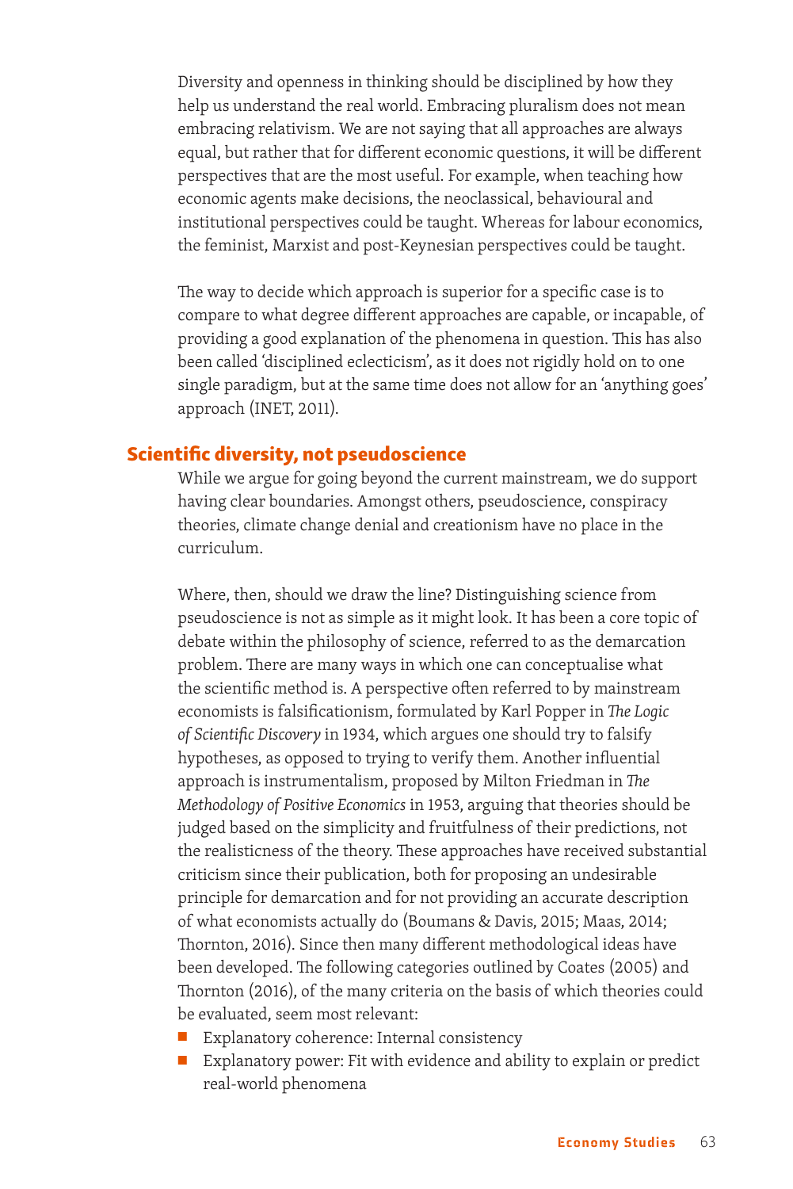Diversity and openness in thinking should be disciplined by how they help us understand the real world. Embracing pluralism does not mean embracing relativism. We are not saying that all approaches are always equal, but rather that for different economic questions, it will be different perspectives that are the most useful. For example, when teaching how economic agents make decisions, the neoclassical, behavioural and institutional perspectives could be taught. Whereas for labour economics, the feminist, Marxist and post-Keynesian perspectives could be taught.

The way to decide which approach is superior for a specific case is to compare to what degree different approaches are capable, or incapable, of providing a good explanation of the phenomena in question. This has also been called 'disciplined eclecticism', as it does not rigidly hold on to one single paradigm, but at the same time does not allow for an 'anything goes' approach (INET, 2011).

## Scientific diversity, not pseudoscience

While we argue for going beyond the current mainstream, we do support having clear boundaries. Amongst others, pseudoscience, conspiracy theories, climate change denial and creationism have no place in the curriculum.

Where, then, should we draw the line? Distinguishing science from pseudoscience is not as simple as it might look. It has been a core topic of debate within the philosophy of science, referred to as the demarcation problem. There are many ways in which one can conceptualise what the scientific method is. A perspective often referred to by mainstream economists is falsificationism, formulated by Karl Popper in *The Logic of Scientific Discovery* in 1934, which argues one should try to falsify hypotheses, as opposed to trying to verify them. Another influential approach is instrumentalism, proposed by Milton Friedman in *The Methodology of Positive Economics* in 1953, arguing that theories should be judged based on the simplicity and fruitfulness of their predictions, not the realisticness of the theory. These approaches have received substantial criticism since their publication, both for proposing an undesirable principle for demarcation and for not providing an accurate description of what economists actually do (Boumans & Davis, 2015; Maas, 2014; Thornton, 2016). Since then many different methodological ideas have been developed. The following categories outlined by Coates (2005) and Thornton (2016), of the many criteria on the basis of which theories could be evaluated, seem most relevant:

- Explanatory coherence: Internal consistency
- Explanatory power: Fit with evidence and ability to explain or predict real-world phenomena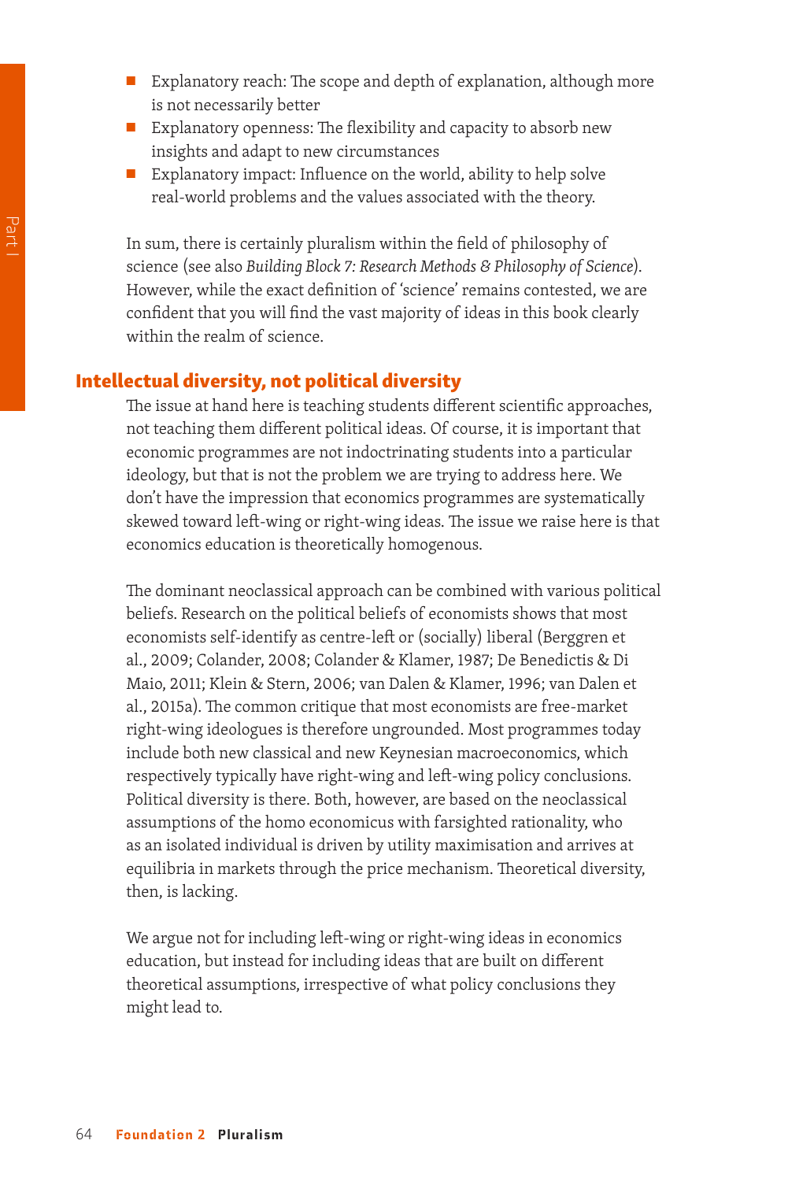- Explanatory reach: The scope and depth of explanation, although more is not necessarily better
- Explanatory openness: The flexibility and capacity to absorb new insights and adapt to new circumstances
- Explanatory impact: Influence on the world, ability to help solve real-world problems and the values associated with the theory.

In sum, there is certainly pluralism within the field of philosophy of science (see also *Building Block 7: Research Methods & Philosophy of Science*). However, while the exact definition of 'science' remains contested, we are confident that you will find the vast majority of ideas in this book clearly within the realm of science.

## Intellectual diversity, not political diversity

The issue at hand here is teaching students different scientific approaches, not teaching them different political ideas. Of course, it is important that economic programmes are not indoctrinating students into a particular ideology, but that is not the problem we are trying to address here. We don't have the impression that economics programmes are systematically skewed toward left-wing or right-wing ideas. The issue we raise here is that economics education is theoretically homogenous.

The dominant neoclassical approach can be combined with various political beliefs. Research on the political beliefs of economists shows that most economists self-identify as centre-left or (socially) liberal (Berggren et al., 2009; Colander, 2008; Colander & Klamer, 1987; De Benedictis & Di Maio, 2011; Klein & Stern, 2006; van Dalen & Klamer, 1996; van Dalen et al., 2015a). The common critique that most economists are free-market right-wing ideologues is therefore ungrounded. Most programmes today include both new classical and new Keynesian macroeconomics, which respectively typically have right-wing and left-wing policy conclusions. Political diversity is there. Both, however, are based on the neoclassical assumptions of the homo economicus with farsighted rationality, who as an isolated individual is driven by utility maximisation and arrives at equilibria in markets through the price mechanism. Theoretical diversity, then, is lacking.

We argue not for including left-wing or right-wing ideas in economics education, but instead for including ideas that are built on different theoretical assumptions, irrespective of what policy conclusions they might lead to.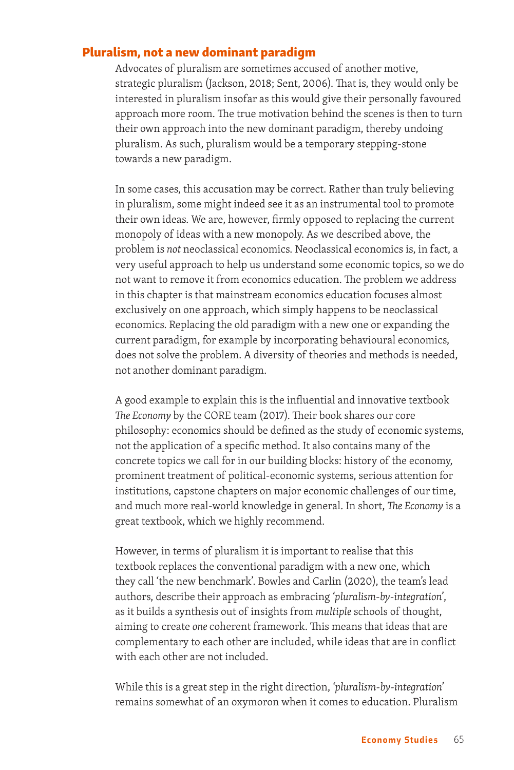## Pluralism, not a new dominant paradigm

Advocates of pluralism are sometimes accused of another motive, strategic pluralism (Jackson, 2018; Sent, 2006). That is, they would only be interested in pluralism insofar as this would give their personally favoured approach more room. The true motivation behind the scenes is then to turn their own approach into the new dominant paradigm, thereby undoing pluralism. As such, pluralism would be a temporary stepping-stone towards a new paradigm.

In some cases, this accusation may be correct. Rather than truly believing in pluralism, some might indeed see it as an instrumental tool to promote their own ideas. We are, however, firmly opposed to replacing the current monopoly of ideas with a new monopoly. As we described above, the problem is *not* neoclassical economics. Neoclassical economics is, in fact, a very useful approach to help us understand some economic topics, so we do not want to remove it from economics education. The problem we address in this chapter is that mainstream economics education focuses almost exclusively on one approach, which simply happens to be neoclassical economics. Replacing the old paradigm with a new one or expanding the current paradigm, for example by incorporating behavioural economics, does not solve the problem. A diversity of theories and methods is needed, not another dominant paradigm.

A good example to explain this is the influential and innovative textbook *The Economy* by the CORE team (2017). Their book shares our core philosophy: economics should be defined as the study of economic systems, not the application of a specific method. It also contains many of the concrete topics we call for in our building blocks: history of the economy, prominent treatment of political-economic systems, serious attention for institutions, capstone chapters on major economic challenges of our time, and much more real-world knowledge in general. In short, *The Economy* is a great textbook, which we highly recommend.

However, in terms of pluralism it is important to realise that this textbook replaces the conventional paradigm with a new one, which they call 'the new benchmark'. Bowles and Carlin (2020), the team's lead authors, describe their approach as embracing *'pluralism-by-integration'*, as it builds a synthesis out of insights from *multiple* schools of thought, aiming to create *one* coherent framework. This means that ideas that are complementary to each other are included, while ideas that are in conflict with each other are not included.

While this is a great step in the right direction, *'pluralism-by-integration'* remains somewhat of an oxymoron when it comes to education. Pluralism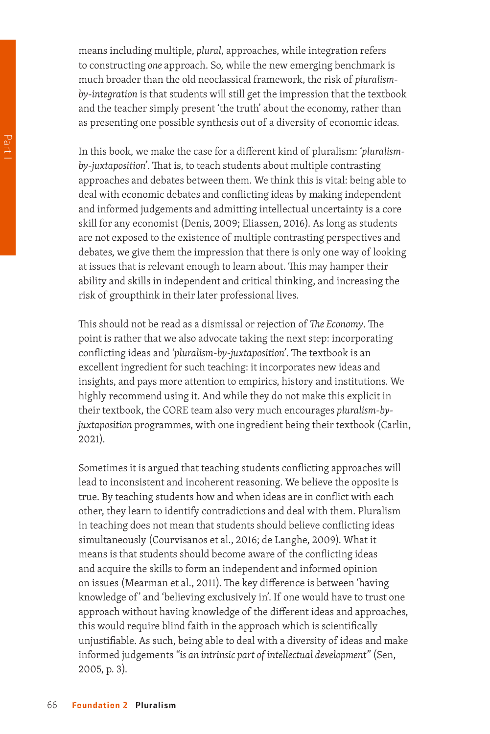means including multiple, *plural,* approaches, while integration refers to constructing *one* approach. So, while the new emerging benchmark is much broader than the old neoclassical framework, the risk of *pluralism-by-integration* is that students will still get the impression that the textbook and the teacher simply present 'the truth' about the economy, rather than as presenting one possible synthesis out of a diversity of economic ideas.

In this book, we make the case for a different kind of pluralism: *'pluralism-by-juxtaposition'*. That is, to teach students about multiple contrasting approaches and debates between them. We think this is vital: being able to deal with economic debates and conflicting ideas by making independent and informed judgements and admitting intellectual uncertainty is a core skill for any economist (Denis, 2009; Eliassen, 2016). As long as students are not exposed to the existence of multiple contrasting perspectives and debates, we give them the impression that there is only one way of looking at issues that is relevant enough to learn about. This may hamper their ability and skills in independent and critical thinking, and increasing the risk of groupthink in their later professional lives.

This should not be read as a dismissal or rejection of *The Economy*. The point is rather that we also advocate taking the next step: incorporating conflicting ideas and *'pluralism-by-juxtaposition'*. The textbook is an excellent ingredient for such teaching: it incorporates new ideas and insights, and pays more attention to empirics, history and institutions. We highly recommend using it. And while they do not make this explicit in their textbook, the CORE team also very much encourages *pluralism-by-juxtaposition* programmes, with one ingredient being their textbook (Carlin, 2021).

Sometimes it is argued that teaching students conflicting approaches will lead to inconsistent and incoherent reasoning. We believe the opposite is true. By teaching students how and when ideas are in conflict with each other, they learn to identify contradictions and deal with them. Pluralism in teaching does not mean that students should believe conflicting ideas simultaneously (Courvisanos et al., 2016; de Langhe, 2009). What it means is that students should become aware of the conflicting ideas and acquire the skills to form an independent and informed opinion on issues (Mearman et al., 2011). The key difference is between 'having knowledge of' and 'believing exclusively in'. If one would have to trust one approach without having knowledge of the different ideas and approaches, this would require blind faith in the approach which is scientifically unjustifiable. As such, being able to deal with a diversity of ideas and make informed judgements *"is an intrinsic part of intellectual development"* (Sen, 2005, p. 3).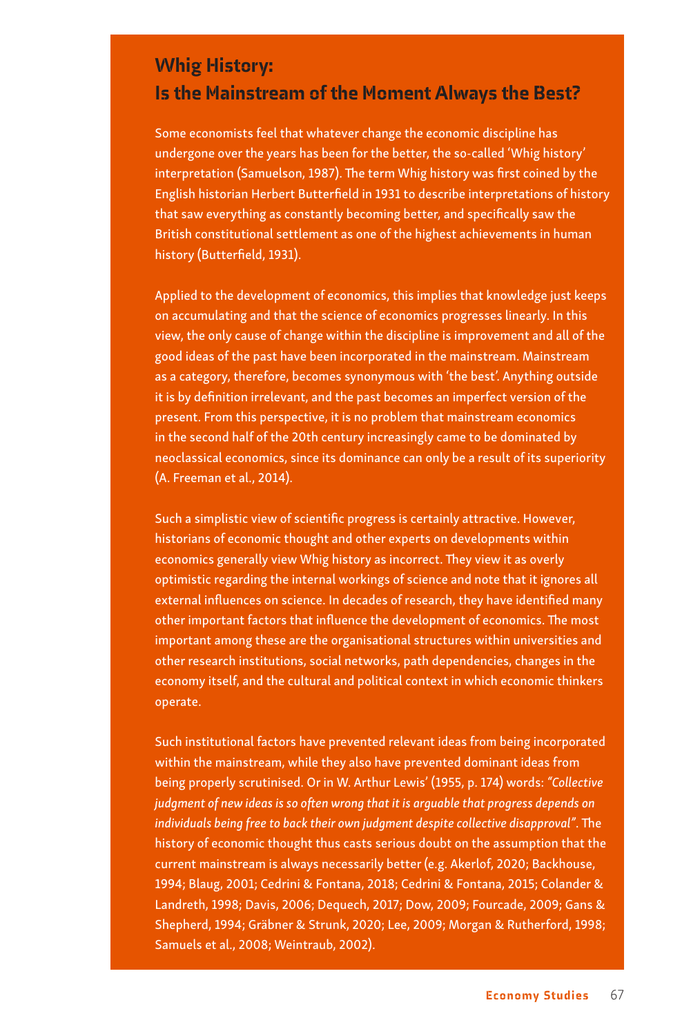## Whig History: Is the Mainstream of the Moment Always the Best?

Some economists feel that whatever change the economic discipline has undergone over the years has been for the better, the so-called 'Whig history' interpretation (Samuelson, 1987). The term Whig history was first coined by the English historian Herbert Butterfield in 1931 to describe interpretations of history that saw everything as constantly becoming better, and specifically saw the British constitutional settlement as one of the highest achievements in human history (Butterfield, 1931).

Applied to the development of economics, this implies that knowledge just keeps on accumulating and that the science of economics progresses linearly. In this view, the only cause of change within the discipline is improvement and all of the good ideas of the past have been incorporated in the mainstream. Mainstream as a category, therefore, becomes synonymous with 'the best'. Anything outside it is by definition irrelevant, and the past becomes an imperfect version of the present. From this perspective, it is no problem that mainstream economics in the second half of the 20th century increasingly came to be dominated by neoclassical economics, since its dominance can only be a result of its superiority (A. Freeman et al., 2014).

Such a simplistic view of scientific progress is certainly attractive. However, historians of economic thought and other experts on developments within economics generally view Whig history as incorrect. They view it as overly optimistic regarding the internal workings of science and note that it ignores all external influences on science. In decades of research, they have identified many other important factors that influence the development of economics. The most important among these are the organisational structures within universities and other research institutions, social networks, path dependencies, changes in the economy itself, and the cultural and political context in which economic thinkers operate.

Such institutional factors have prevented relevant ideas from being incorporated within the mainstream, while they also have prevented dominant ideas from being properly scrutinised. Or in W. Arthur Lewis' (1955, p. 174) words: *"Collective judgment of new ideas is so often wrong that it is arguable that progress depends on individuals being free to back their own judgment despite collective disapproval"*. The history of economic thought thus casts serious doubt on the assumption that the current mainstream is always necessarily better (e.g. Akerlof, 2020; Backhouse, 1994; Blaug, 2001; Cedrini & Fontana, 2018; Cedrini & Fontana, 2015; Colander & Landreth, 1998; Davis, 2006; Dequech, 2017; Dow, 2009; Fourcade, 2009; Gans & Shepherd, 1994; Gräbner & Strunk, 2020; Lee, 2009; Morgan & Rutherford, 1998; Samuels et al., 2008; Weintraub, 2002).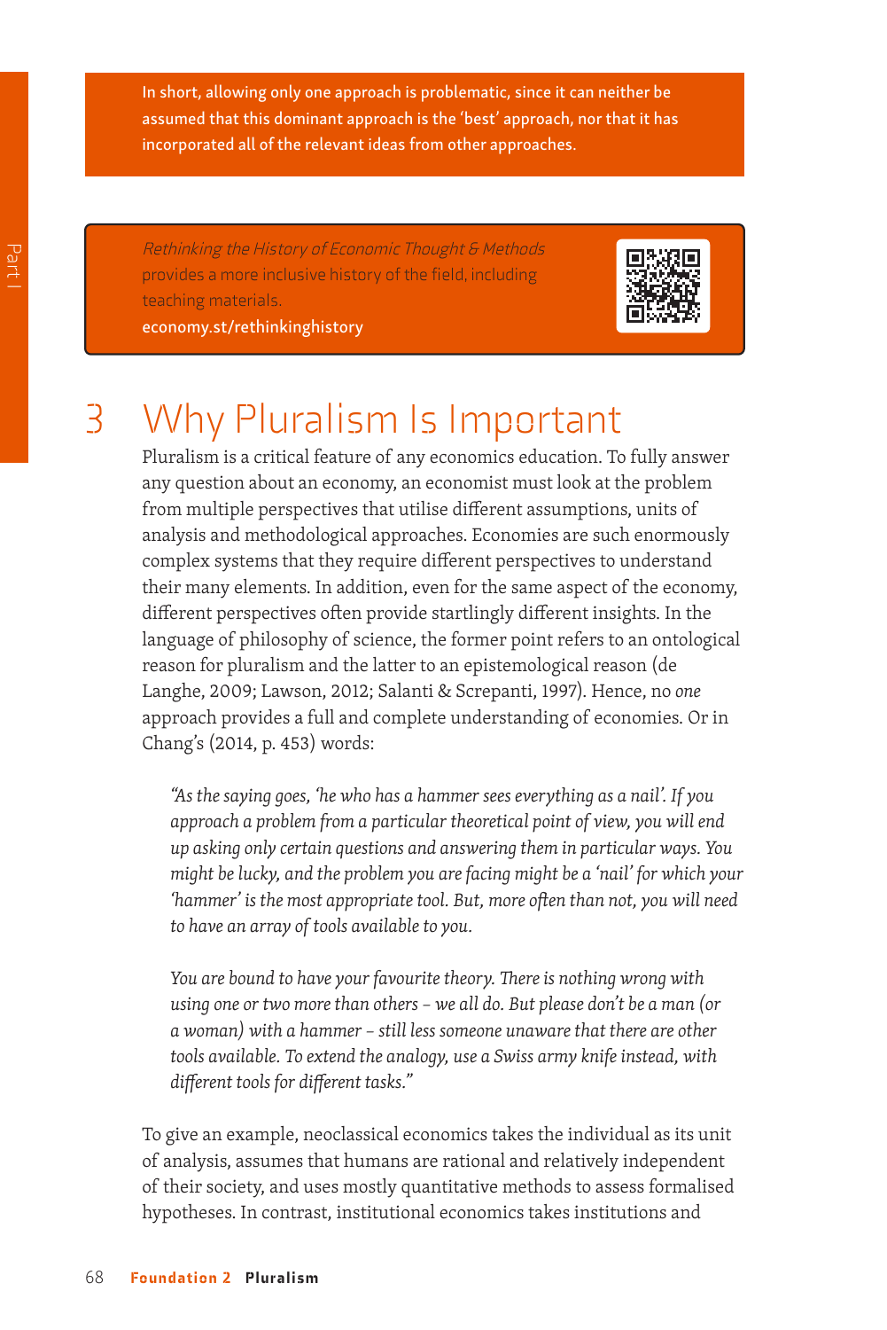In short, allowing only one approach is problematic, since it can neither be assumed that this dominant approach is the 'best' approach, nor that it has incorporated all of the relevant ideas from other approaches.

*Rethinking the History of Economic Thought & Methods* provides a more inclusive history of the field, including teaching materials.
economy.st/rethinkinghistory

# 3 Why Pluralism Is Important

Pluralism is a critical feature of any economics education. To fully answer any question about an economy, an economist must look at the problem from multiple perspectives that utilise different assumptions, units of analysis and methodological approaches. Economies are such enormously complex systems that they require different perspectives to understand their many elements. In addition, even for the same aspect of the economy, different perspectives often provide startlingly different insights. In the language of philosophy of science, the former point refers to an ontological reason for pluralism and the latter to an epistemological reason (de Langhe, 2009; Lawson, 2012; Salanti & Screpanti, 1997). Hence, no *one* approach provides a full and complete understanding of economies. Or in Chang's (2014, p. 453) words:

> *"As the saying goes, 'he who has a hammer sees everything as a nail'. If you approach a problem from a particular theoretical point of view, you will end up asking only certain questions and answering them in particular ways. You might be lucky, and the problem you are facing might be a 'nail' for which your 'hammer' is the most appropriate tool. But, more often than not, you will need to have an array of tools available to you.*
>
> *You are bound to have your favourite theory. There is nothing wrong with using one or two more than others – we all do. But please don't be a man (or a woman) with a hammer – still less someone unaware that there are other tools available. To extend the analogy, use a Swiss army knife instead, with different tools for different tasks."*

To give an example, neoclassical economics takes the individual as its unit of analysis, assumes that humans are rational and relatively independent of their society, and uses mostly quantitative methods to assess formalised hypotheses. In contrast, institutional economics takes institutions and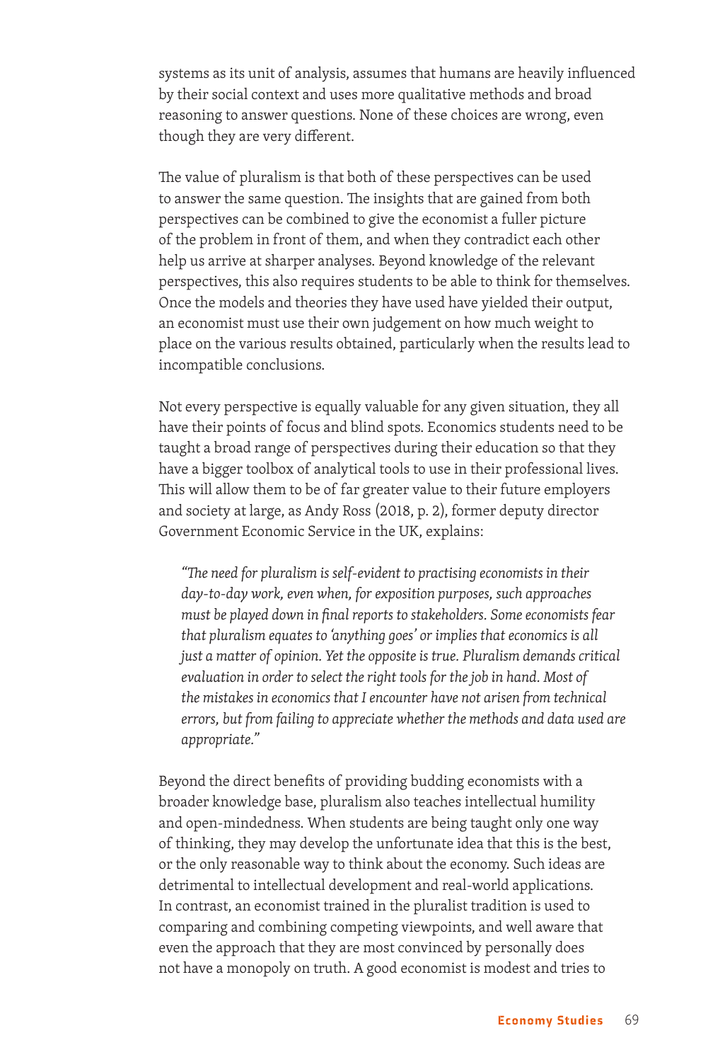systems as its unit of analysis, assumes that humans are heavily influenced by their social context and uses more qualitative methods and broad reasoning to answer questions. None of these choices are wrong, even though they are very different.

The value of pluralism is that both of these perspectives can be used to answer the same question. The insights that are gained from both perspectives can be combined to give the economist a fuller picture of the problem in front of them, and when they contradict each other help us arrive at sharper analyses. Beyond knowledge of the relevant perspectives, this also requires students to be able to think for themselves. Once the models and theories they have used have yielded their output, an economist must use their own judgement on how much weight to place on the various results obtained, particularly when the results lead to incompatible conclusions.

Not every perspective is equally valuable for any given situation, they all have their points of focus and blind spots. Economics students need to be taught a broad range of perspectives during their education so that they have a bigger toolbox of analytical tools to use in their professional lives. This will allow them to be of far greater value to their future employers and society at large, as Andy Ross (2018, p. 2), former deputy director Government Economic Service in the UK, explains:

> *"The need for pluralism is self-evident to practising economists in their day-to-day work, even when, for exposition purposes, such approaches must be played down in final reports to stakeholders. Some economists fear that pluralism equates to 'anything goes' or implies that economics is all just a matter of opinion. Yet the opposite is true. Pluralism demands critical evaluation in order to select the right tools for the job in hand. Most of the mistakes in economics that I encounter have not arisen from technical errors, but from failing to appreciate whether the methods and data used are appropriate."*

Beyond the direct benefits of providing budding economists with a broader knowledge base, pluralism also teaches intellectual humility and open-mindedness. When students are being taught only one way of thinking, they may develop the unfortunate idea that this is the best, or the only reasonable way to think about the economy. Such ideas are detrimental to intellectual development and real-world applications. In contrast, an economist trained in the pluralist tradition is used to comparing and combining competing viewpoints, and well aware that even the approach that they are most convinced by personally does not have a monopoly on truth. A good economist is modest and tries to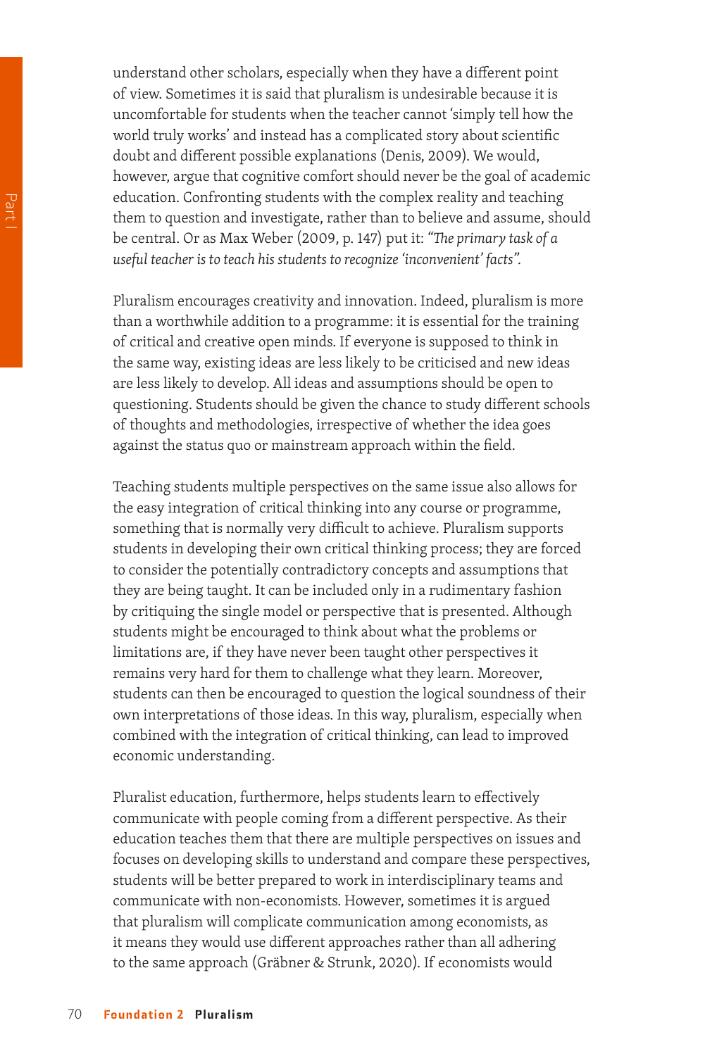understand other scholars, especially when they have a different point of view. Sometimes it is said that pluralism is undesirable because it is uncomfortable for students when the teacher cannot 'simply tell how the world truly works' and instead has a complicated story about scientific doubt and different possible explanations (Denis, 2009). We would, however, argue that cognitive comfort should never be the goal of academic education. Confronting students with the complex reality and teaching them to question and investigate, rather than to believe and assume, should be central. Or as Max Weber (2009, p. 147) put it: *"The primary task of a useful teacher is to teach his students to recognize 'inconvenient' facts".*

Pluralism encourages creativity and innovation. Indeed, pluralism is more than a worthwhile addition to a programme: it is essential for the training of critical and creative open minds. If everyone is supposed to think in the same way, existing ideas are less likely to be criticised and new ideas are less likely to develop. All ideas and assumptions should be open to questioning. Students should be given the chance to study different schools of thoughts and methodologies, irrespective of whether the idea goes against the status quo or mainstream approach within the field.

Teaching students multiple perspectives on the same issue also allows for the easy integration of critical thinking into any course or programme, something that is normally very difficult to achieve. Pluralism supports students in developing their own critical thinking process; they are forced to consider the potentially contradictory concepts and assumptions that they are being taught. It can be included only in a rudimentary fashion by critiquing the single model or perspective that is presented. Although students might be encouraged to think about what the problems or limitations are, if they have never been taught other perspectives it remains very hard for them to challenge what they learn. Moreover, students can then be encouraged to question the logical soundness of their own interpretations of those ideas. In this way, pluralism, especially when combined with the integration of critical thinking, can lead to improved economic understanding.

Pluralist education, furthermore, helps students learn to effectively communicate with people coming from a different perspective. As their education teaches them that there are multiple perspectives on issues and focuses on developing skills to understand and compare these perspectives, students will be better prepared to work in interdisciplinary teams and communicate with non-economists. However, sometimes it is argued that pluralism will complicate communication among economists, as it means they would use different approaches rather than all adhering to the same approach (Gräbner & Strunk, 2020). If economists would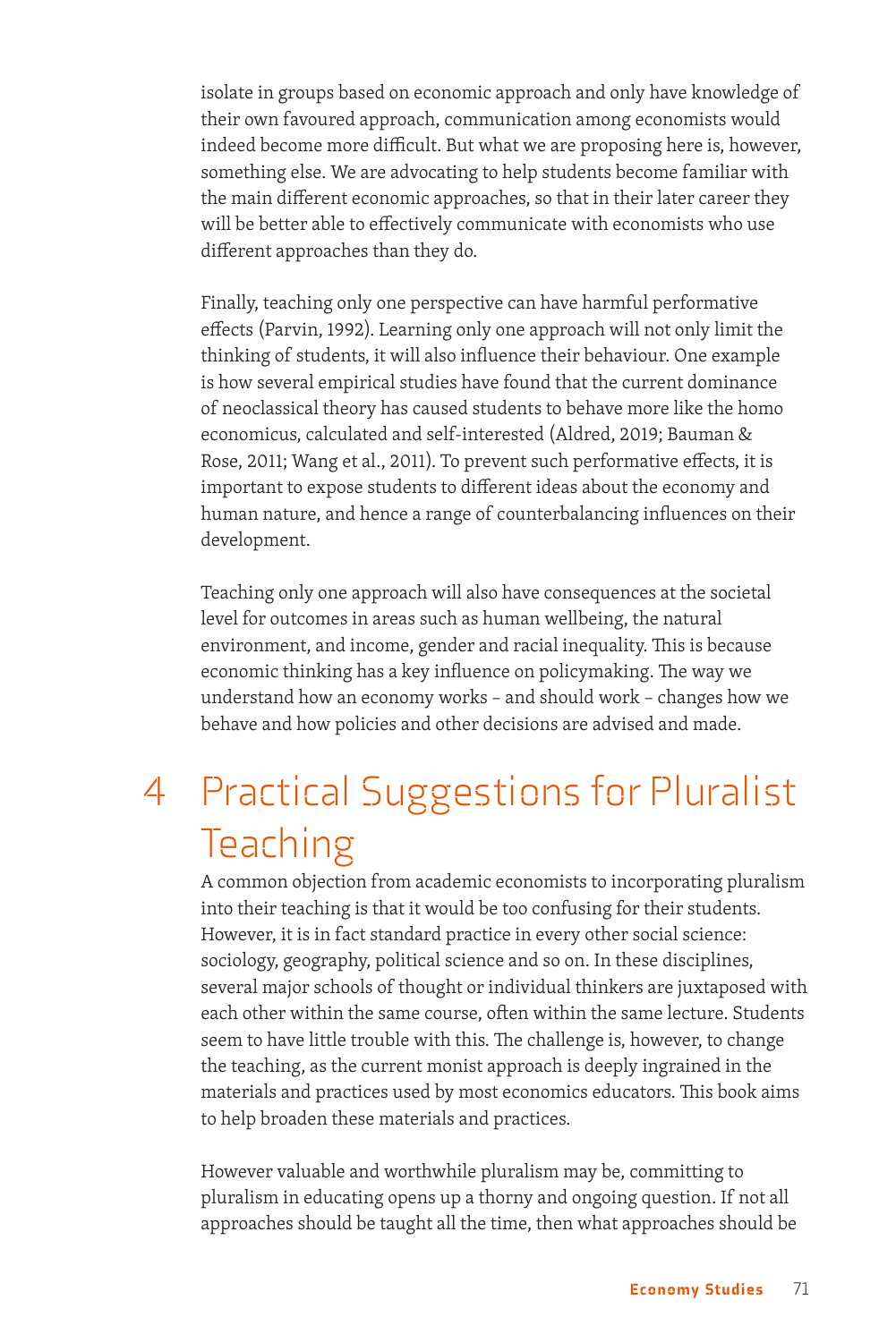isolate in groups based on economic approach and only have knowledge of their own favoured approach, communication among economists would indeed become more difficult. But what we are proposing here is, however, something else. We are advocating to help students become familiar with the main different economic approaches, so that in their later career they will be better able to effectively communicate with economists who use different approaches than they do.

Finally, teaching only one perspective can have harmful performative effects (Parvin, 1992). Learning only one approach will not only limit the thinking of students, it will also influence their behaviour. One example is how several empirical studies have found that the current dominance of neoclassical theory has caused students to behave more like the homo economicus, calculated and self-interested (Aldred, 2019; Bauman & Rose, 2011; Wang et al., 2011). To prevent such performative effects, it is important to expose students to different ideas about the economy and human nature, and hence a range of counterbalancing influences on their development.

Teaching only one approach will also have consequences at the societal level for outcomes in areas such as human wellbeing, the natural environment, and income, gender and racial inequality. This is because economic thinking has a key influence on policymaking. The way we understand how an economy works – and should work – changes how we behave and how policies and other decisions are advised and made.

# 4 Practical Suggestions for Pluralist Teaching

A common objection from academic economists to incorporating pluralism into their teaching is that it would be too confusing for their students. However, it is in fact standard practice in every other social science: sociology, geography, political science and so on. In these disciplines, several major schools of thought or individual thinkers are juxtaposed with each other within the same course, often within the same lecture. Students seem to have little trouble with this. The challenge is, however, to change the teaching, as the current monist approach is deeply ingrained in the materials and practices used by most economics educators. This book aims to help broaden these materials and practices.

However valuable and worthwhile pluralism may be, committing to pluralism in educating opens up a thorny and ongoing question. If not all approaches should be taught all the time, then what approaches should be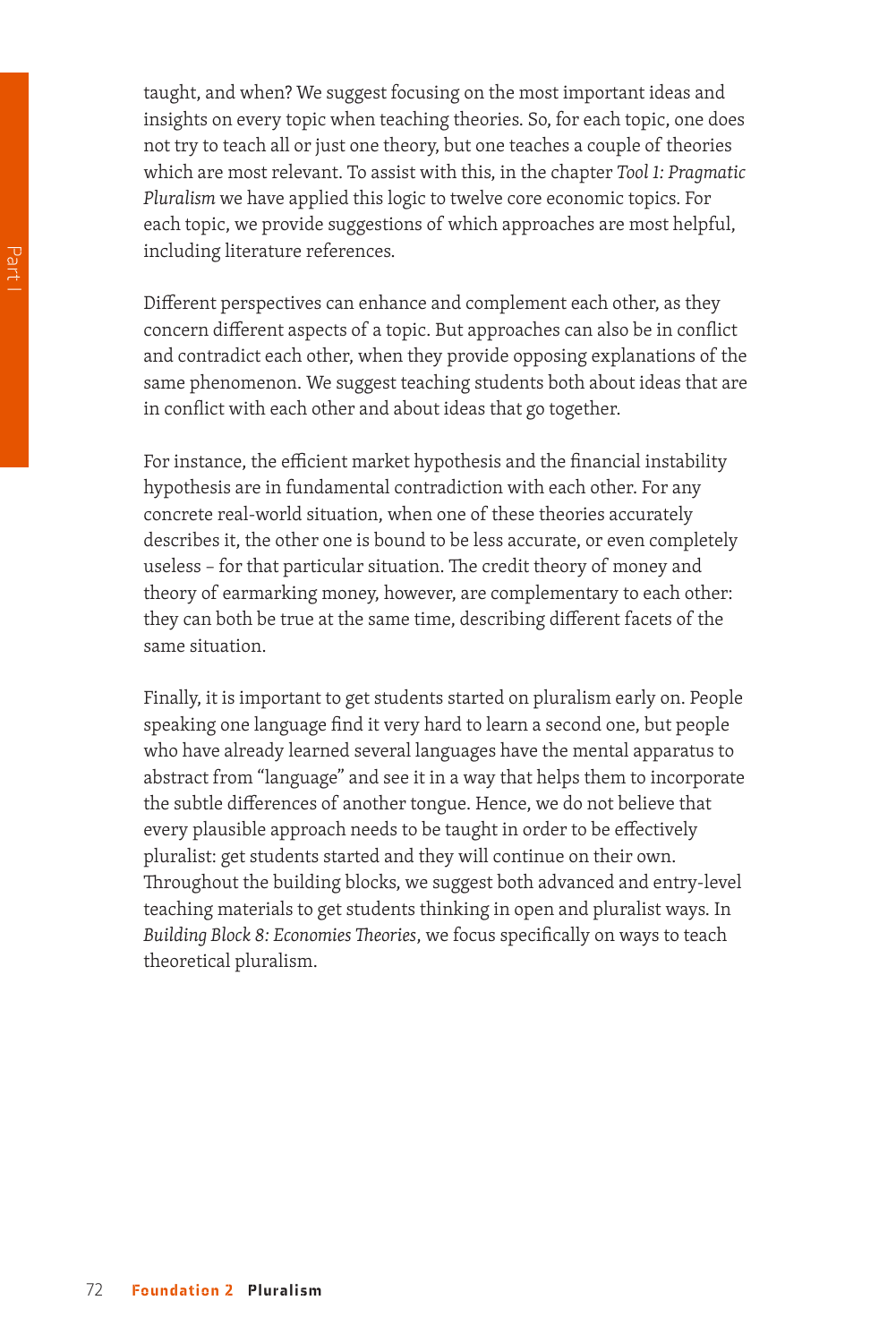taught, and when? We suggest focusing on the most important ideas and insights on every topic when teaching theories. So, for each topic, one does not try to teach all or just one theory, but one teaches a couple of theories which are most relevant. To assist with this, in the chapter *Tool 1: Pragmatic Pluralism* we have applied this logic to twelve core economic topics. For each topic, we provide suggestions of which approaches are most helpful, including literature references.

Different perspectives can enhance and complement each other, as they concern different aspects of a topic. But approaches can also be in conflict and contradict each other, when they provide opposing explanations of the same phenomenon. We suggest teaching students both about ideas that are in conflict with each other and about ideas that go together.

For instance, the efficient market hypothesis and the financial instability hypothesis are in fundamental contradiction with each other. For any concrete real-world situation, when one of these theories accurately describes it, the other one is bound to be less accurate, or even completely useless – for that particular situation. The credit theory of money and theory of earmarking money, however, are complementary to each other: they can both be true at the same time, describing different facets of the same situation.

Finally, it is important to get students started on pluralism early on. People speaking one language find it very hard to learn a second one, but people who have already learned several languages have the mental apparatus to abstract from "language" and see it in a way that helps them to incorporate the subtle differences of another tongue. Hence, we do not believe that every plausible approach needs to be taught in order to be effectively pluralist: get students started and they will continue on their own. Throughout the building blocks, we suggest both advanced and entry-level teaching materials to get students thinking in open and pluralist ways. In *Building Block 8: Economies Theories*, we focus specifically on ways to teach theoretical pluralism.